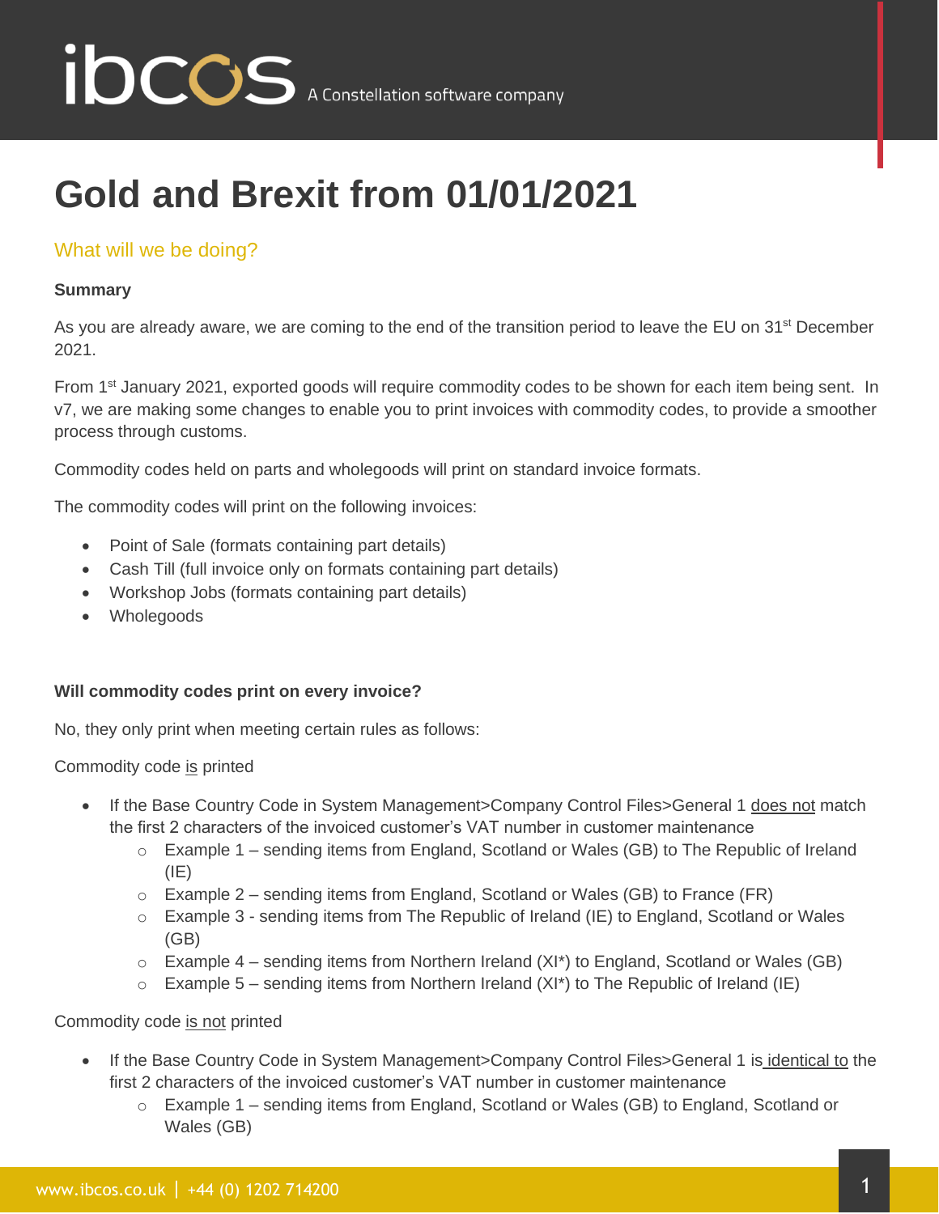# Gold and Brexit from 01/01/2021

## What will we be doing?

**Summary**

As you are already aware, we are coming to the end of the transition period to leave the EU on 31st December 2021.

From 1st January 2021, exported goods will require commodity codes to be shown for each item being sent. In v7, we are making some changes to enable you to print invoices with commodity codes, to provide a smoother process through customs.

Commodity codes held on parts and wholegoods will print on standard invoice formats.

The commodity codes will print on the following invoices:

- Point of Sale (formats containing part details)
- Cash Till (full invoice only on formats containing part details)
- Workshop Jobs (formats containing part details)
- Wholegoods

**Will commodity codes print on every invoice?**

No, they only print when meeting certain rules as follows:

Commodity code <u>is</u> printed

- If the Base Country Code in System Management>Company Control Files>General 1 <u>does not</u> match the first 2 characters of the invoiced customer's VAT number in customer maintenance
  - Example 1 – sending items from England, Scotland or Wales (GB) to The Republic of Ireland (IE)
  - Example 2 – sending items from England, Scotland or Wales (GB) to France (FR)
  - Example 3 - sending items from The Republic of Ireland (IE) to England, Scotland or Wales (GB)
  - Example 4 – sending items from Northern Ireland (XI*) to England, Scotland or Wales (GB)
  - Example 5 – sending items from Northern Ireland (XI*) to The Republic of Ireland (IE)

Commodity code <u>is not</u> printed

- If the Base Country Code in System Management>Company Control Files>General 1 is <u>identical to</u> the first 2 characters of the invoiced customer's VAT number in customer maintenance
  - Example 1 – sending items from England, Scotland or Wales (GB) to England, Scotland or Wales (GB)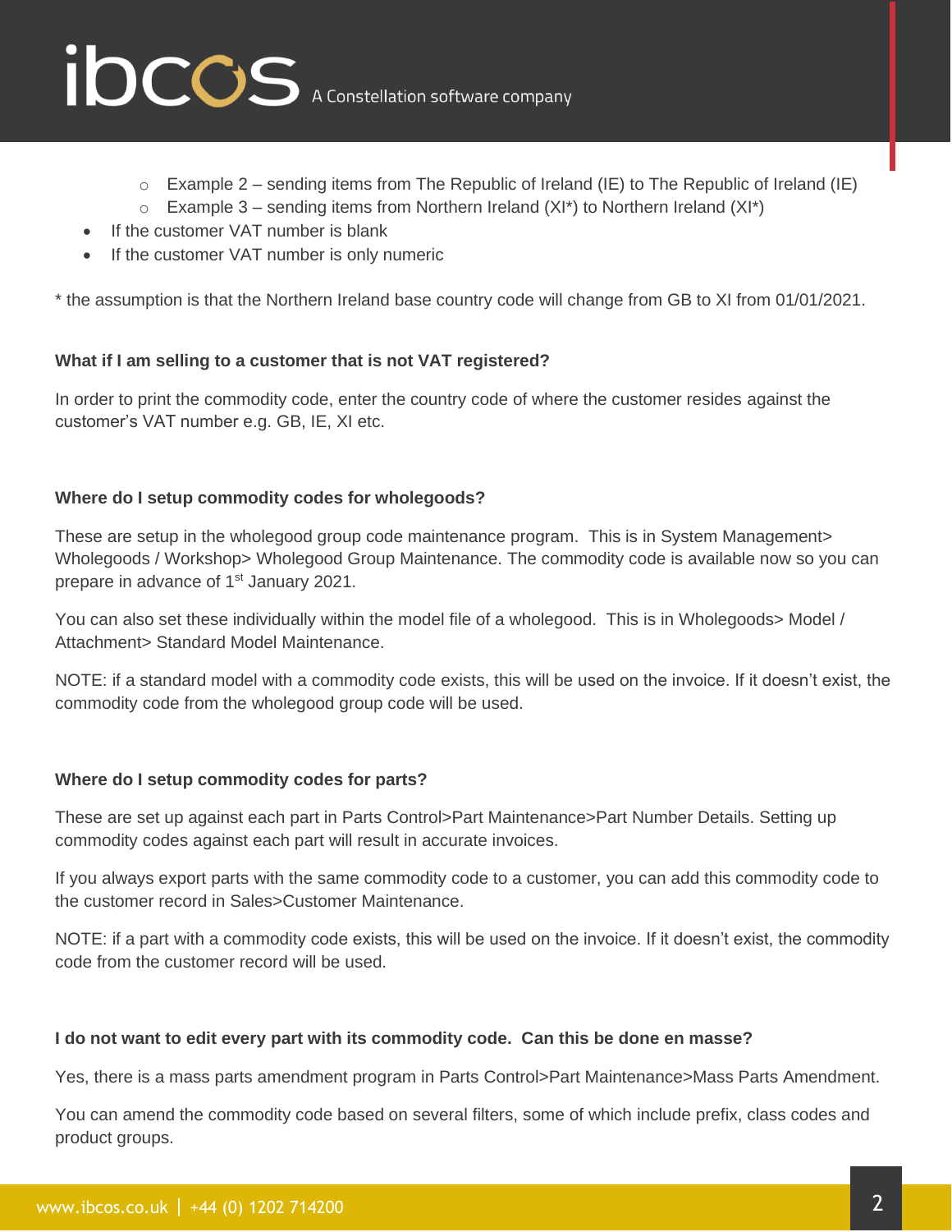- Example 2 – sending items from The Republic of Ireland (IE) to The Republic of Ireland (IE)
  - Example 3 – sending items from Northern Ireland (XI*) to Northern Ireland (XI*)
- If the customer VAT number is blank
- If the customer VAT number is only numeric

* the assumption is that the Northern Ireland base country code will change from GB to XI from 01/01/2021.

**What if I am selling to a customer that is not VAT registered?**

In order to print the commodity code, enter the country code of where the customer resides against the customer's VAT number e.g. GB, IE, XI etc.

**Where do I setup commodity codes for wholegoods?**

These are setup in the wholegood group code maintenance program. This is in System Management> Wholegoods / Workshop> Wholegood Group Maintenance. The commodity code is available now so you can prepare in advance of 1st January 2021.

You can also set these individually within the model file of a wholegood. This is in Wholegoods> Model / Attachment> Standard Model Maintenance.

NOTE: if a standard model with a commodity code exists, this will be used on the invoice. If it doesn't exist, the commodity code from the wholegood group code will be used.

**Where do I setup commodity codes for parts?**

These are set up against each part in Parts Control>Part Maintenance>Part Number Details. Setting up commodity codes against each part will result in accurate invoices.

If you always export parts with the same commodity code to a customer, you can add this commodity code to the customer record in Sales>Customer Maintenance.

NOTE: if a part with a commodity code exists, this will be used on the invoice. If it doesn't exist, the commodity code from the customer record will be used.

**I do not want to edit every part with its commodity code. Can this be done en masse?**

Yes, there is a mass parts amendment program in Parts Control>Part Maintenance>Mass Parts Amendment.

You can amend the commodity code based on several filters, some of which include prefix, class codes and product groups.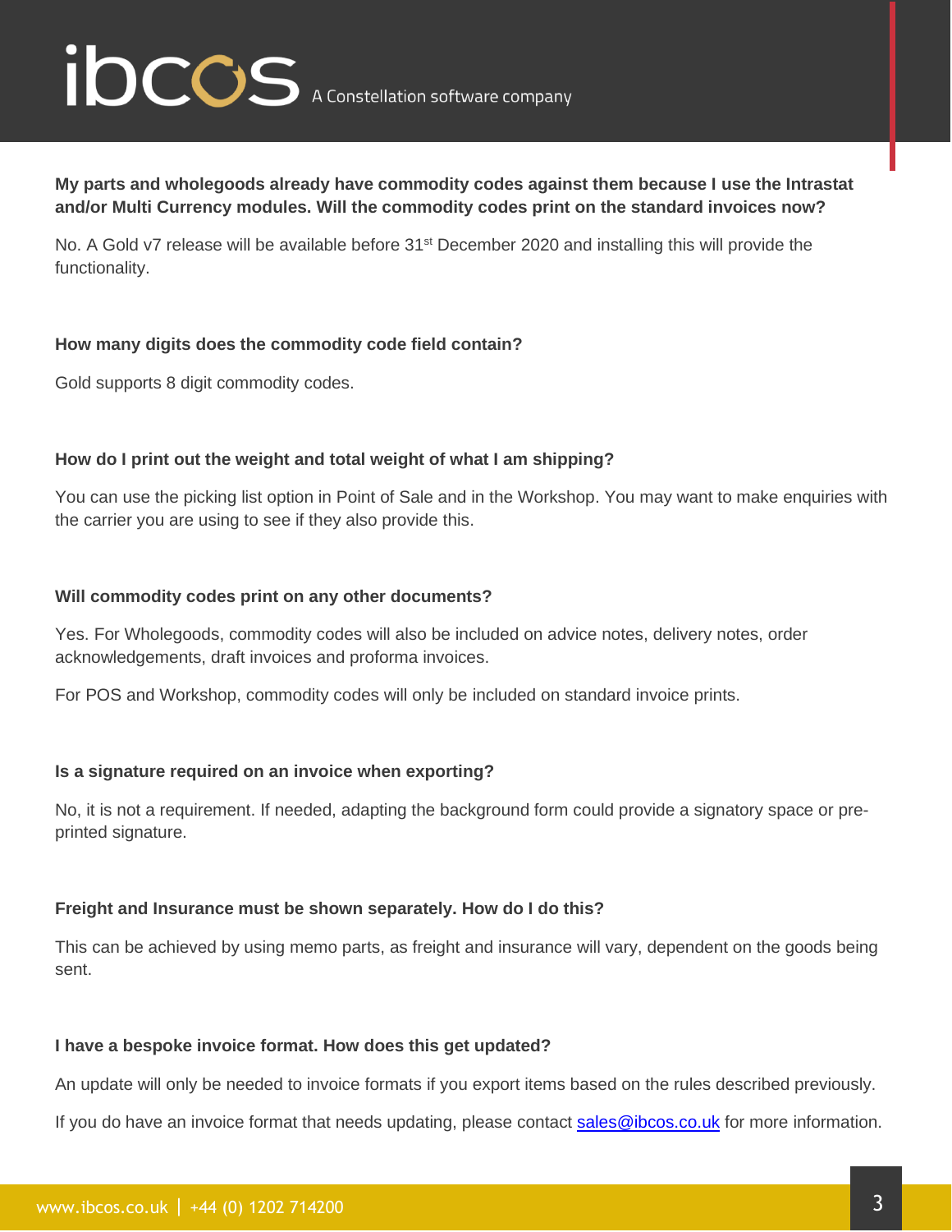**My parts and wholegoods already have commodity codes against them because I use the Intrastat and/or Multi Currency modules. Will the commodity codes print on the standard invoices now?**

No. A Gold v7 release will be available before 31st December 2020 and installing this will provide the functionality.

**How many digits does the commodity code field contain?**

Gold supports 8 digit commodity codes.

**How do I print out the weight and total weight of what I am shipping?**

You can use the picking list option in Point of Sale and in the Workshop. You may want to make enquiries with the carrier you are using to see if they also provide this.

**Will commodity codes print on any other documents?**

Yes. For Wholegoods, commodity codes will also be included on advice notes, delivery notes, order acknowledgements, draft invoices and proforma invoices.

For POS and Workshop, commodity codes will only be included on standard invoice prints.

**Is a signature required on an invoice when exporting?**

No, it is not a requirement. If needed, adapting the background form could provide a signatory space or pre-printed signature.

**Freight and Insurance must be shown separately. How do I do this?**

This can be achieved by using memo parts, as freight and insurance will vary, dependent on the goods being sent.

**I have a bespoke invoice format. How does this get updated?**

An update will only be needed to invoice formats if you export items based on the rules described previously.

If you do have an invoice format that needs updating, please contact sales@ibcos.co.uk for more information.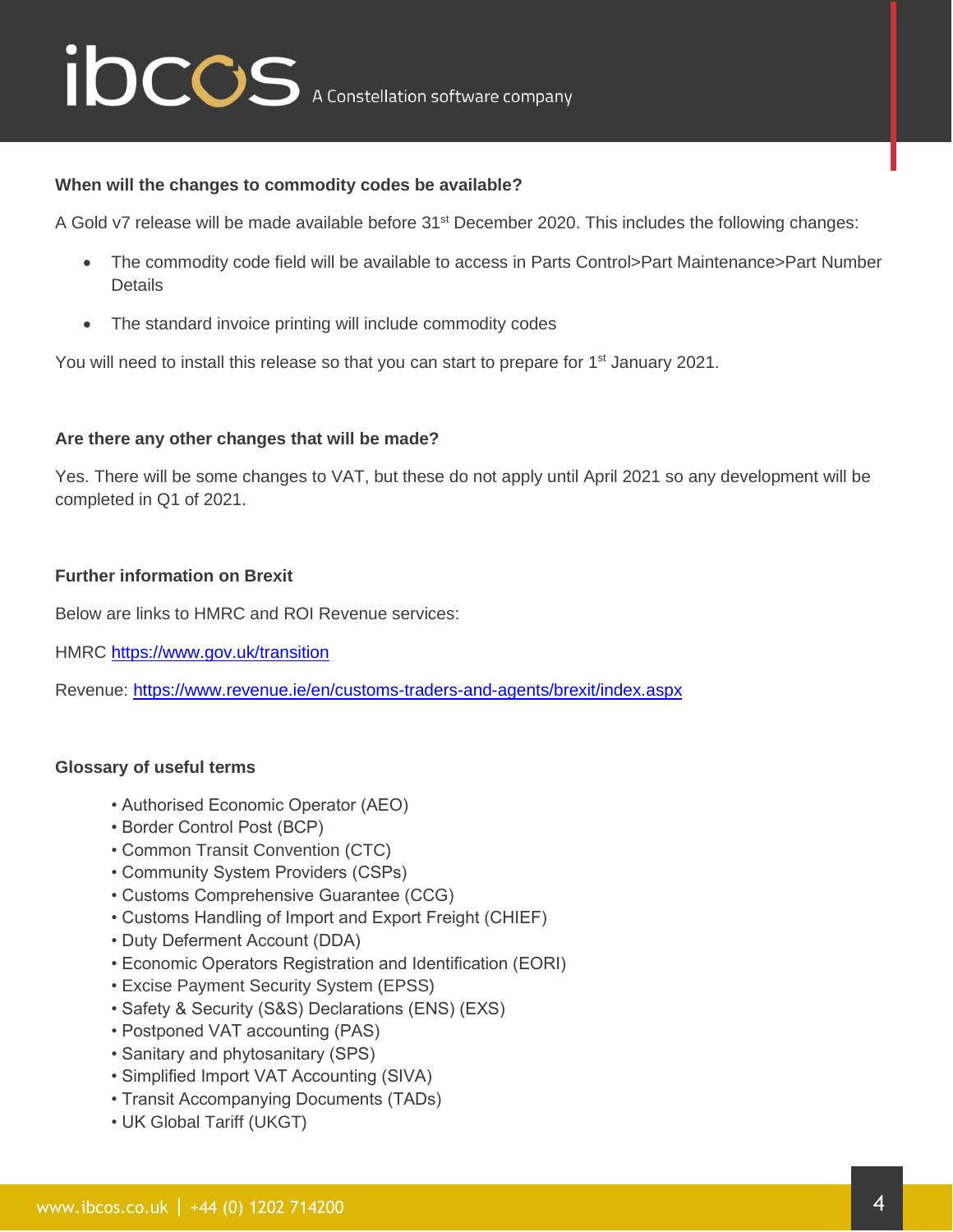### When will the changes to commodity codes be available?

A Gold v7 release will be made available before 31st December 2020. This includes the following changes:

- The commodity code field will be available to access in Parts Control>Part Maintenance>Part Number Details
- The standard invoice printing will include commodity codes

You will need to install this release so that you can start to prepare for 1st January 2021.

### Are there any other changes that will be made?

Yes. There will be some changes to VAT, but these do not apply until April 2021 so any development will be completed in Q1 of 2021.

### Further information on Brexit

Below are links to HMRC and ROI Revenue services:

HMRC https://www.gov.uk/transition

Revenue: https://www.revenue.ie/en/customs-traders-and-agents/brexit/index.aspx

### Glossary of useful terms

- Authorised Economic Operator (AEO)
- Border Control Post (BCP)
- Common Transit Convention (CTC)
- Community System Providers (CSPs)
- Customs Comprehensive Guarantee (CCG)
- Customs Handling of Import and Export Freight (CHIEF)
- Duty Deferment Account (DDA)
- Economic Operators Registration and Identification (EORI)
- Excise Payment Security System (EPSS)
- Safety & Security (S&S) Declarations (ENS) (EXS)
- Postponed VAT accounting (PAS)
- Sanitary and phytosanitary (SPS)
- Simplified Import VAT Accounting (SIVA)
- Transit Accompanying Documents (TADs)
- UK Global Tariff (UKGT)